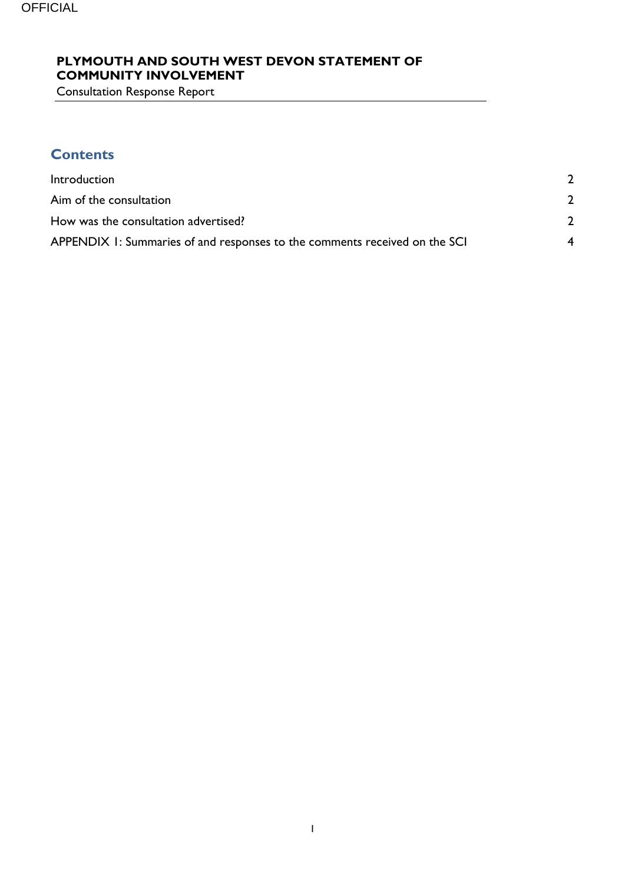# PLYMOUTH AND SOUTH WEST DEVON STATEMENT OF COMMUNITY INVOLVEMENT

Consultation Response Report

## Contents

| | |
|---|---|
| Introduction | 2 |
| Aim of the consultation | 2 |
| How was the consultation advertised? | 2 |
| APPENDIX 1: Summaries of and responses to the comments received on the SCI | 4 |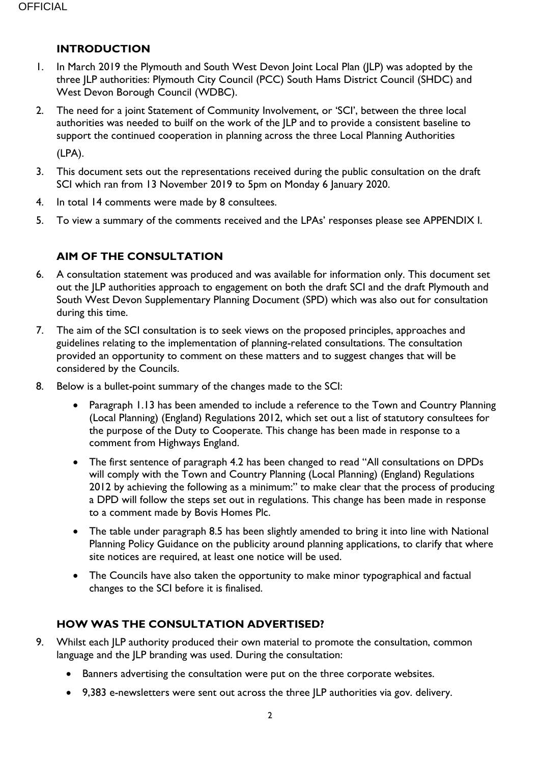## INTRODUCTION

1. In March 2019 the Plymouth and South West Devon Joint Local Plan (JLP) was adopted by the three JLP authorities: Plymouth City Council (PCC) South Hams District Council (SHDC) and West Devon Borough Council (WDBC).
2. The need for a joint Statement of Community Involvement, or 'SCI', between the three local authorities was needed to builf on the work of the JLP and to provide a consistent baseline to support the continued cooperation in planning across the three Local Planning Authorities (LPA).
3. This document sets out the representations received during the public consultation on the draft SCI which ran from 13 November 2019 to 5pm on Monday 6 January 2020.
4. In total 14 comments were made by 8 consultees.
5. To view a summary of the comments received and the LPAs' responses please see APPENDIX I.

## AIM OF THE CONSULTATION

6. A consultation statement was produced and was available for information only. This document set out the JLP authorities approach to engagement on both the draft SCI and the draft Plymouth and South West Devon Supplementary Planning Document (SPD) which was also out for consultation during this time.
7. The aim of the SCI consultation is to seek views on the proposed principles, approaches and guidelines relating to the implementation of planning-related consultations. The consultation provided an opportunity to comment on these matters and to suggest changes that will be considered by the Councils.
8. Below is a bullet-point summary of the changes made to the SCI:
   - Paragraph 1.13 has been amended to include a reference to the Town and Country Planning (Local Planning) (England) Regulations 2012, which set out a list of statutory consultees for the purpose of the Duty to Cooperate. This change has been made in response to a comment from Highways England.
   - The first sentence of paragraph 4.2 has been changed to read "All consultations on DPDs will comply with the Town and Country Planning (Local Planning) (England) Regulations 2012 by achieving the following as a minimum:" to make clear that the process of producing a DPD will follow the steps set out in regulations. This change has been made in response to a comment made by Bovis Homes Plc.
   - The table under paragraph 8.5 has been slightly amended to bring it into line with National Planning Policy Guidance on the publicity around planning applications, to clarify that where site notices are required, at least one notice will be used.
   - The Councils have also taken the opportunity to make minor typographical and factual changes to the SCI before it is finalised.

## HOW WAS THE CONSULTATION ADVERTISED?

9. Whilst each JLP authority produced their own material to promote the consultation, common language and the JLP branding was used. During the consultation:
   - Banners advertising the consultation were put on the three corporate websites.
   - 9,383 e-newsletters were sent out across the three JLP authorities via gov. delivery.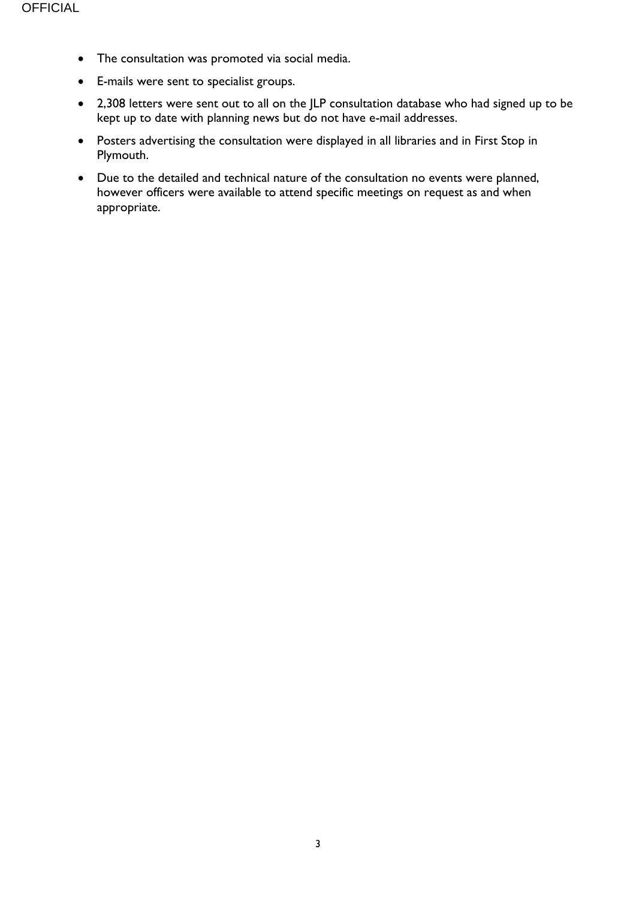- The consultation was promoted via social media.
- E-mails were sent to specialist groups.
- 2,308 letters were sent out to all on the JLP consultation database who had signed up to be kept up to date with planning news but do not have e-mail addresses.
- Posters advertising the consultation were displayed in all libraries and in First Stop in Plymouth.
- Due to the detailed and technical nature of the consultation no events were planned, however officers were available to attend specific meetings on request as and when appropriate.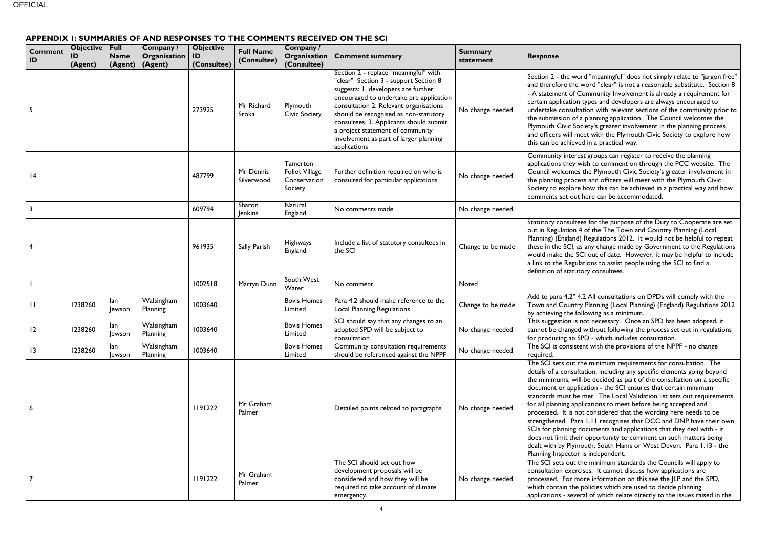## APPENDIX 1: SUMMARIES OF AND RESPONSES TO THE COMMENTS RECEIVED ON THE SCI

| Comment ID | Objective ID (Agent) | Full Name (Agent) | Company / Organisation (Agent) | Objective ID (Consultee) | Full Name (Consultee) | Company / Organisation (Consultee) | Comment summary | Summary statement | Response |
|---|---|---|---|---|---|---|---|---|---|
| 5 | | | | 273925 | Mr Richard Sroka | Plymouth Civic Society | Section 2 - replace "meaningful" with "clear" Section 3 - support Section 8 suggests: 1. developers are further encouraged to undertake pre application consultation 2. Relevant organisations should be recognised as non-statutory consultees. 3. Applicants should submit a project statement of community involvement as part of larger planning applications | No change needed | Section 2 - the word "meaningful" does not simply relate to "jargon free" and therefore the word "clear" is not a reasonable substitute. Section 8 - A statement of Community Involvement is already a requirement for certain application types and developers are always encouraged to undertake consultation with relevant sections of the community prior to the submission of a planning application. The Council welcomes the Plymouth Civic Society's greater involvement in the planning process and officers will meet with the Plymouth Civic Society to explore how this can be achieved in a practical way. |
| 14 | | | | 487799 | Mr Dennis Silverwood | Tamerton Foliot Village Conservation Society | Further definition required on who is consulted for particular applications | No change needed | Community interest groups can register to receive the planning applications they wish to comment on through the PCC website. The Council welcomes the Plymouth Civic Society's greater involvement in the planning process and officers will meet with the Plymouth Civic Society to explore how this can be achieved in a practical way and how comments set out here can be accommodated. |
| 3 | | | | 609794 | Sharon Jenkins | Natural England | No comments made | No change needed | |
| 4 | | | | 961935 | Sally Parish | Highways England | Include a list of statutory consultees in the SCI | Change to be made | Statutory consultees for the purpose of the Duty to Cooperate are set out in Regulation 4 of the The Town and Country Planning (Local Planning) (England) Regulations 2012. It would not be helpful to repeat these in the SCI, as any change made by Government to the Regulations would make the SCI out of date. However, it may be helpful to include a link to the Regulations to assist people using the SCI to find a definition of statutory consultees. |
| 1 | | | | 1002518 | Martyn Dunn | South West Water | No comment | Noted | |
| 11 | 1238260 | Ian Jewson | Walsingham Planning | 1003640 | | Bovis Homes Limited | Para 4.2 should make reference to the Local Planning Regulations | Change to be made | Add to para 4.2" 4.2 All consultations on DPDs will comply with the Town and Country Planning (Local Planning) (England) Regulations 2012 by achieving the following as a minimum. |
| 12 | 1238260 | Ian Jewson | Walsingham Planning | 1003640 | | Bovis Homes Limited | SCI should say that any changes to an adopted SPD will be subject to consultation | No change needed | This suggestion is not necessary. Once an SPD has been adopted, it cannot be changed without following the process set out in regulations for producing an SPD - which includes consultation. |
| 13 | 1238260 | Ian Jewson | Walsingham Planning | 1003640 | | Bovis Homes Limited | Community consultation requirements should be referenced against the NPPF | No change needed | The SCI is consistent with the provisions of the NPPF - no change required. |
| 6 | | | | 1191222 | Mr Graham Palmer | | Detailed points related to paragraphs | No change needed | The SCI sets out the minimum requirements for consultation. The details of a consultation, including any specific elements going beyond the minimums, will be decided as part of the consultation on a specific document or application - the SCI ensures that certain minimum standards must be met. The Local Validation list sets out requirements for all planning applications to meet before being accepted and processed. It is not considered that the wording here needs to be strengthened. Para 1.11 recognises that DCC and DNP have their own SCIs for planning documents and applications that they deal with - it does not limit their opportunity to comment on such matters being dealt with by Plymouth, South Hams or West Devon. Para 1.13 - the Planning Inspector is independent. |
| 7 | | | | 1191222 | Mr Graham Palmer | | The SCI should set out how development proposals will be considered and how they will be required to take account of climate emergency. | No change needed | The SCI sets out the minimum standards the Councils will apply to consultation exercises. It cannot discuss how applications are processed. For more information on this see the JLP and the SPD, which contain the policies which are used to decide planning applications - several of which relate directly to the issues raised in the |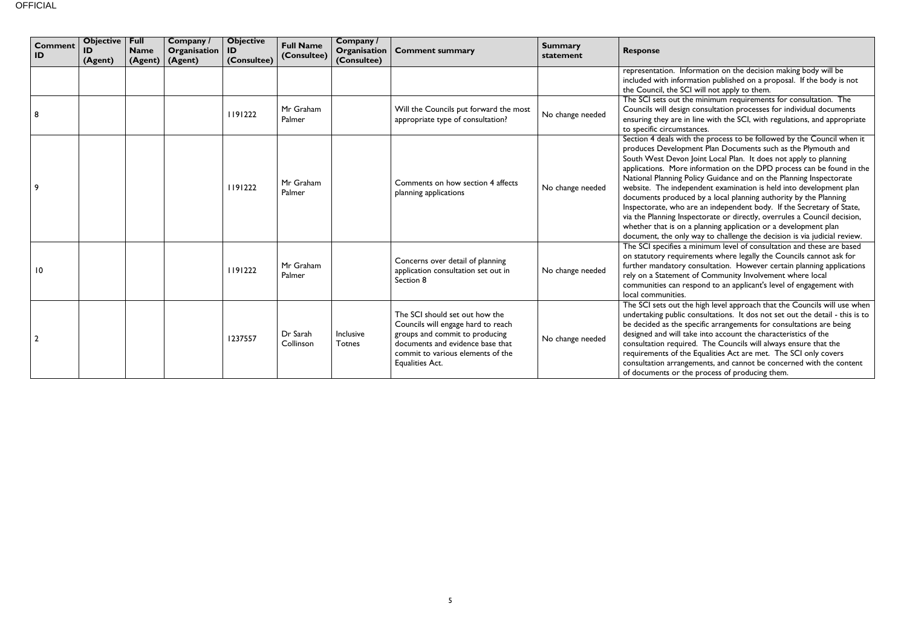| Comment ID | Objective ID (Agent) | Full Name (Agent) | Company / Organisation (Agent) | Objective ID (Consultee) | Full Name (Consultee) | Company / Organisation (Consultee) | Comment summary | Summary statement | Response |
|---|---|---|---|---|---|---|---|---|---|
| | | | | | | | | | representation. Information on the decision making body will be included with information published on a proposal. If the body is not the Council, the SCI will not apply to them. |
| 8 | | | | 1191222 | Mr Graham Palmer | | Will the Councils put forward the most appropriate type of consultation? | No change needed | The SCI sets out the minimum requirements for consultation. The Councils will design consultation processes for individual documents ensuring they are in line with the SCI, with regulations, and appropriate to specific circumstances. |
| 9 | | | | 1191222 | Mr Graham Palmer | | Comments on how section 4 affects planning applications | No change needed | Section 4 deals with the process to be followed by the Council when it produces Development Plan Documents such as the Plymouth and South West Devon Joint Local Plan. It does not apply to planning applications. More information on the DPD process can be found in the National Planning Policy Guidance and on the Planning Inspectorate website. The independent examination is held into development plan documents produced by a local planning authority by the Planning Inspectorate, who are an independent body. If the Secretary of State, via the Planning Inspectorate or directly, overrules a Council decision, whether that is on a planning application or a development plan document, the only way to challenge the decision is via judicial review. |
| 10 | | | | 1191222 | Mr Graham Palmer | | Concerns over detail of planning application consultation set out in Section 8 | No change needed | The SCI specifies a minimum level of consultation and these are based on statutory requirements where legally the Councils cannot ask for further mandatory consultation. However certain planning applications rely on a Statement of Community Involvement where local communities can respond to an applicant's level of engagement with local communities. |
| 2 | | | | 1237557 | Dr Sarah Collinson | Inclusive Totnes | The SCI should set out how the Councils will engage hard to reach groups and commit to producing documents and evidence base that commit to various elements of the Equalities Act. | No change needed | The SCI sets out the high level approach that the Councils will use when undertaking public consultations. It dos not set out the detail - this is to be decided as the specific arrangements for consultations are being designed and will take into account the characteristics of the consultation required. The Councils will always ensure that the requirements of the Equalities Act are met. The SCI only covers consultation arrangements, and cannot be concerned with the content of documents or the process of producing them. |